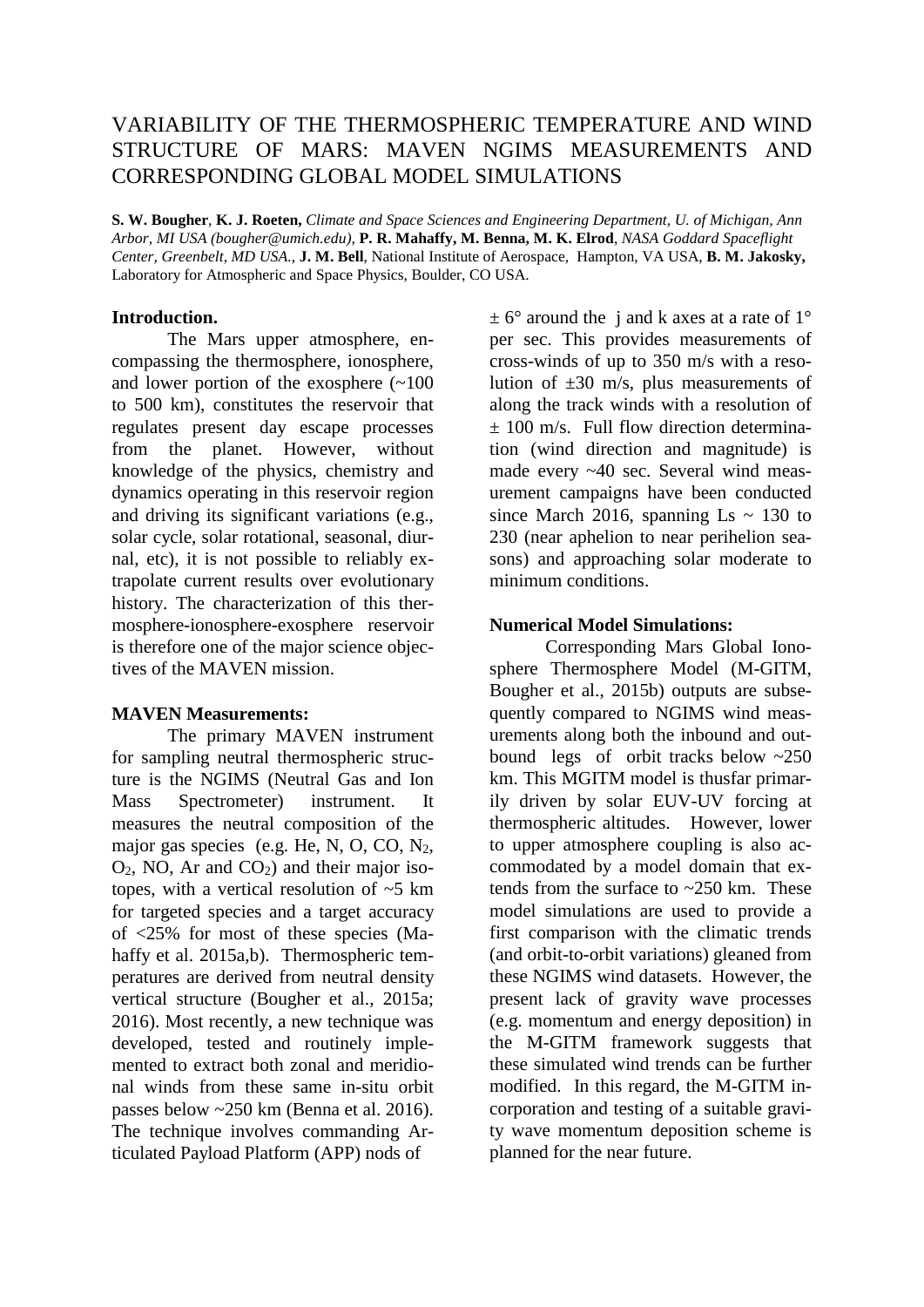// VARIABILITY OF THE THERMOSPHERIC TEMPERATURE AND WIND STRUCTURE OF MARS: MAVEN NGIMS MEASUREMENTS AND CORRESPONDING GLOBAL MODEL SIMULATIONS

**S. W. Bougher**, **K. J. Roeten,** *Climate and Space Sciences and Engineering Department, U. of Michigan, Ann Arbor, MI USA (bougher@umich.edu),* **P. R. Mahaffy, M. Benna, M. K. Elrod**, *NASA Goddard Spaceflight Center, Greenbelt, MD USA.,* **J. M. Bell**, National Institute of Aerosapce, Hampton, VA USA, **B. M. Jakosky,** Laboratory for Atmospheric and Space Physics, Boulder, CO USA.

**Introduction.**

The Mars upper atmosphere, encompassing the thermosphere, ionosphere, and lower portion of the exosphere (~100 to 500 km), constitutes the reservoir that regulates present day escape processes from the planet. However, without knowledge of the physics, chemistry and dynamics operating in this reservoir region and driving its significant variations (e.g., solar cycle, solar rotational, seasonal, diurnal, etc), it is not possible to reliably extrapolate current results over evolutionary history. The characterization of this thermosphere-ionosphere-exosphere reservoir is therefore one of the major science objectives of the MAVEN mission.

**MAVEN Measurements:**

The primary MAVEN instrument for sampling neutral thermospheric structure is the NGIMS (Neutral Gas and Ion Mass Spectrometer) instrument. It measures the neutral composition of the major gas species (e.g. He, N, O, CO, $N_2$, $O_2$, NO, Ar and $CO_2$) and their major isotopes, with a vertical resolution of ~5 km for targeted species and a target accuracy of <25% for most of these species (Mahaffy et al. 2015a,b). Thermospheric temperatures are derived from neutral density vertical structure (Bougher et al., 2015a; 2016). Most recently, a new technique was developed, tested and routinely implemented to extract both zonal and meridional winds from these same in-situ orbit passes below ~250 km (Benna et al. 2016). The technique involves commanding Articulated Payload Platform (APP) nods of $\pm$ 6° around the j and k axes at a rate of 1° per sec. This provides measurements of cross-winds of up to 350 m/s with a resolution of $\pm$30 m/s, plus measurements of along the track winds with a resolution of $\pm$ 100 m/s. Full flow direction determination (wind direction and magnitude) is made every ~40 sec. Several wind measurement campaigns have been conducted since March 2016, spanning Ls ~ 130 to 230 (near aphelion to near perihelion seasons) and approaching solar moderate to minimum conditions.

**Numerical Model Simulations:**

Corresponding Mars Global Ionosphere Thermosphere Model (M-GITM, Bougher et al., 2015b) outputs are subsequently compared to NGIMS wind measurements along both the inbound and outbound legs of orbit tracks below ~250 km. This MGITM model is thusfar primarily driven by solar EUV-UV forcing at thermospheric altitudes. However, lower to upper atmosphere coupling is also accommodated by a model domain that extends from the surface to ~250 km. These model simulations are used to provide a first comparison with the climatic trends (and orbit-to-orbit variations) gleaned from these NGIMS wind datasets. However, the present lack of gravity wave processes (e.g. momentum and energy deposition) in the M-GITM framework suggests that these simulated wind trends can be further modified. In this regard, the M-GITM incorporation and testing of a suitable gravity wave momentum deposition scheme is planned for the near future.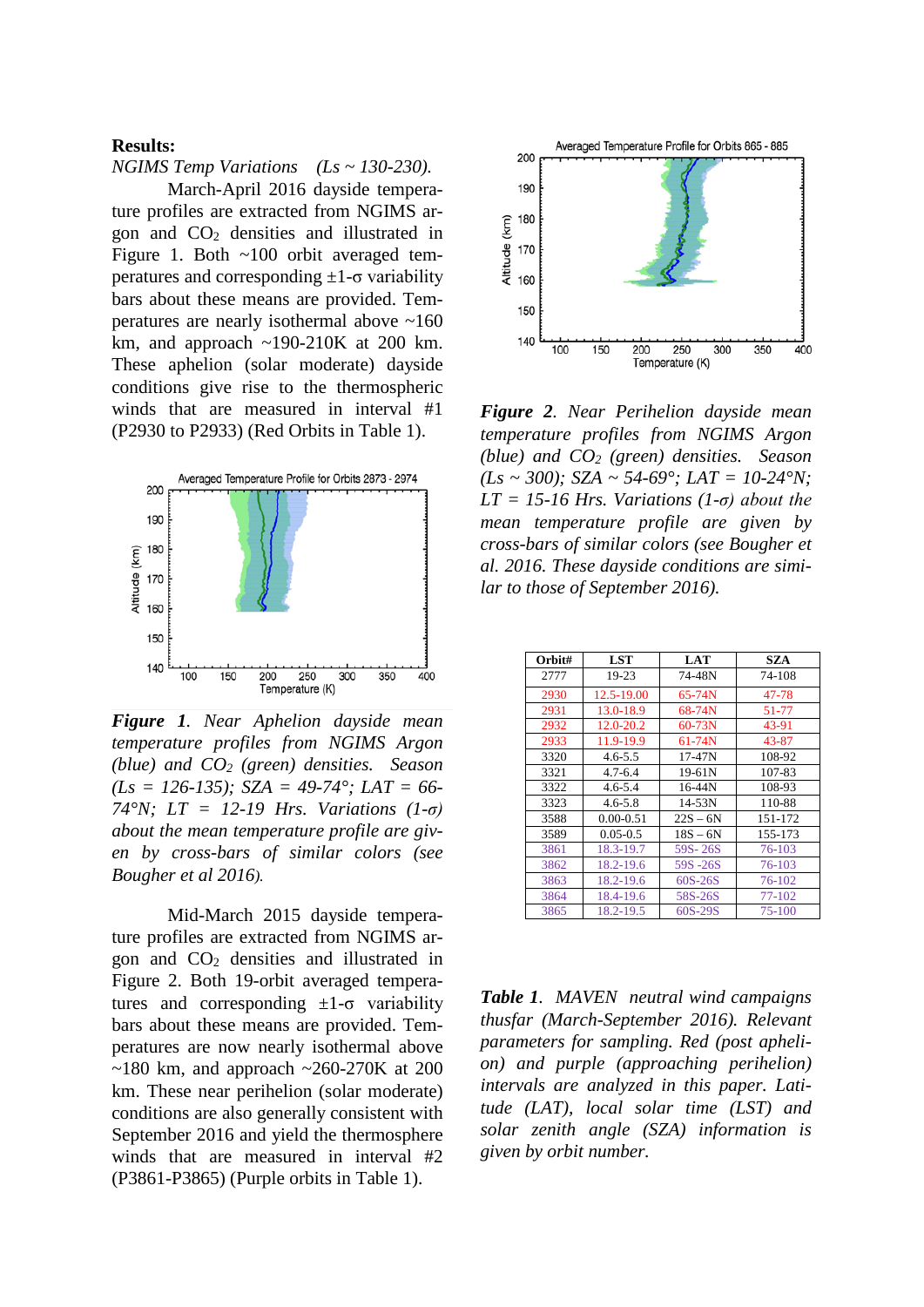**Results:**

*NGIMS Temp Variations (Ls ~ 130-230).*

March-April 2016 dayside temperature profiles are extracted from NGIMS argon and $CO_2$ densities and illustrated in Figure 1. Both ~100 orbit averaged temperatures and corresponding ±1-σ variability bars about these means are provided. Temperatures are nearly isothermal above ~160 km, and approach ~190-210K at 200 km. These aphelion (solar moderate) dayside conditions give rise to the thermospheric winds that are measured in interval #1 (P2930 to P2933) (Red Orbits in Table 1).

***Figure 1****. Near Aphelion dayside mean temperature profiles from NGIMS Argon (blue) and $CO_2$ (green) densities. Season (Ls = 126-135); SZA = 49-74°; LAT = 66-74°N; LT = 12-19 Hrs. Variations (1-σ) about the mean temperature profile are given by cross-bars of similar colors (see Bougher et al 2016).*

Mid-March 2015 dayside temperature profiles are extracted from NGIMS argon and $CO_2$ densities and illustrated in Figure 2. Both 19-orbit averaged temperatures and corresponding ±1-σ variability bars about these means are provided. Temperatures are now nearly isothermal above ~180 km, and approach ~260-270K at 200 km. These near perihelion (solar moderate) conditions are also generally consistent with September 2016 and yield the thermosphere winds that are measured in interval #2 (P3861-P3865) (Purple orbits in Table 1).

***Figure 2****. Near Perihelion dayside mean temperature profiles from NGIMS Argon (blue) and $CO_2$ (green) densities. Season (Ls ~ 300); SZA ~ 54-69°; LAT = 10-24°N; LT = 15-16 Hrs. Variations (1-σ) about the mean temperature profile are given by cross-bars of similar colors (see Bougher et al. 2016. These dayside conditions are similar to those of September 2016).*

| Orbit# | LST | LAT | SZA |
|---|---|---|---|
| 2777 | 19-23 | 74-48N | 74-108 |
| 2930 | 12.5-19.00 | 65-74N | 47-78 |
| 2931 | 13.0-18.9 | 68-74N | 51-77 |
| 2932 | 12.0-20.2 | 60-73N | 43-91 |
| 2933 | 11.9-19.9 | 61-74N | 43-87 |
| 3320 | 4.6-5.5 | 17-47N | 108-92 |
| 3321 | 4.7-6.4 | 19-61N | 107-83 |
| 3322 | 4.6-5.4 | 16-44N | 108-93 |
| 3323 | 4.6-5.8 | 14-53N | 110-88 |
| 3588 | 0.00-0.51 | 22S – 6N | 151-172 |
| 3589 | 0.05-0.5 | 18S – 6N | 155-173 |
| 3861 | 18.3-19.7 | 59S- 26S | 76-103 |
| 3862 | 18.2-19.6 | 59S -26S | 76-103 |
| 3863 | 18.2-19.6 | 60S-26S | 76-102 |
| 3864 | 18.4-19.6 | 58S-26S | 77-102 |
| 3865 | 18.2-19.5 | 60S-29S | 75-100 |

***Table 1****. MAVEN neutral wind campaigns thusfar (March-September 2016). Relevant parameters for sampling. Red (post aphelion) and purple (approaching perihelion) intervals are analyzed in this paper. Latitude (LAT), local solar time (LST) and solar zenith angle (SZA) information is given by orbit number.*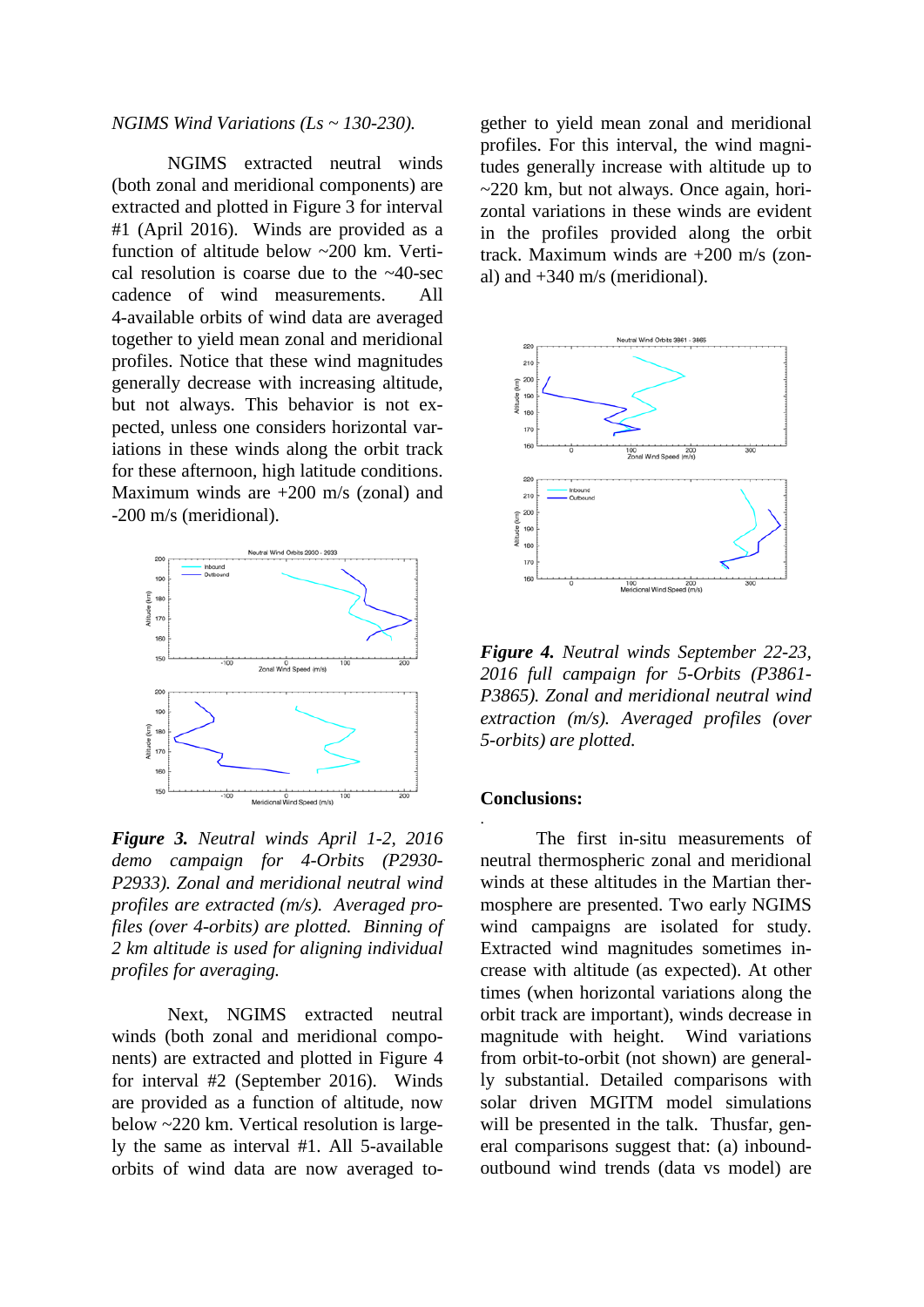*NGIMS Wind Variations (Ls ~ 130-230).*

NGIMS extracted neutral winds (both zonal and meridional components) are extracted and plotted in Figure 3 for interval #1 (April 2016). Winds are provided as a function of altitude below ~200 km. Vertical resolution is coarse due to the ~40-sec cadence of wind measurements. All 4-available orbits of wind data are averaged together to yield mean zonal and meridional profiles. Notice that these wind magnitudes generally decrease with increasing altitude, but not always. This behavior is not expected, unless one considers horizontal variations in these winds along the orbit track for these afternoon, high latitude conditions. Maximum winds are +200 m/s (zonal) and -200 m/s (meridional).

***Figure 3.*** *Neutral winds April 1-2, 2016 demo campaign for 4-Orbits (P2930-P2933). Zonal and meridional neutral wind profiles are extracted (m/s). Averaged profiles (over 4-orbits) are plotted. Binning of 2 km altitude is used for aligning individual profiles for averaging.*

Next, NGIMS extracted neutral winds (both zonal and meridional components) are extracted and plotted in Figure 4 for interval #2 (September 2016). Winds are provided as a function of altitude, now below ~220 km. Vertical resolution is largely the same as interval #1. All 5-available orbits of wind data are now averaged together to yield mean zonal and meridional profiles. For this interval, the wind magnitudes generally increase with altitude up to ~220 km, but not always. Once again, horizontal variations in these winds are evident in the profiles provided along the orbit track. Maximum winds are +200 m/s (zonal) and +340 m/s (meridional).

***Figure 4.*** *Neutral winds September 22-23, 2016 full campaign for 5-Orbits (P3861-P3865). Zonal and meridional neutral wind extraction (m/s). Averaged profiles (over 5-orbits) are plotted.*

**Conclusions:**

The first in-situ measurements of neutral thermospheric zonal and meridional winds at these altitudes in the Martian thermosphere are presented. Two early NGIMS wind campaigns are isolated for study. Extracted wind magnitudes sometimes increase with altitude (as expected). At other times (when horizontal variations along the orbit track are important), winds decrease in magnitude with height. Wind variations from orbit-to-orbit (not shown) are generally substantial. Detailed comparisons with solar driven MGITM model simulations will be presented in the talk. Thusfar, general comparisons suggest that: (a) inbound-outbound wind trends (data vs model) are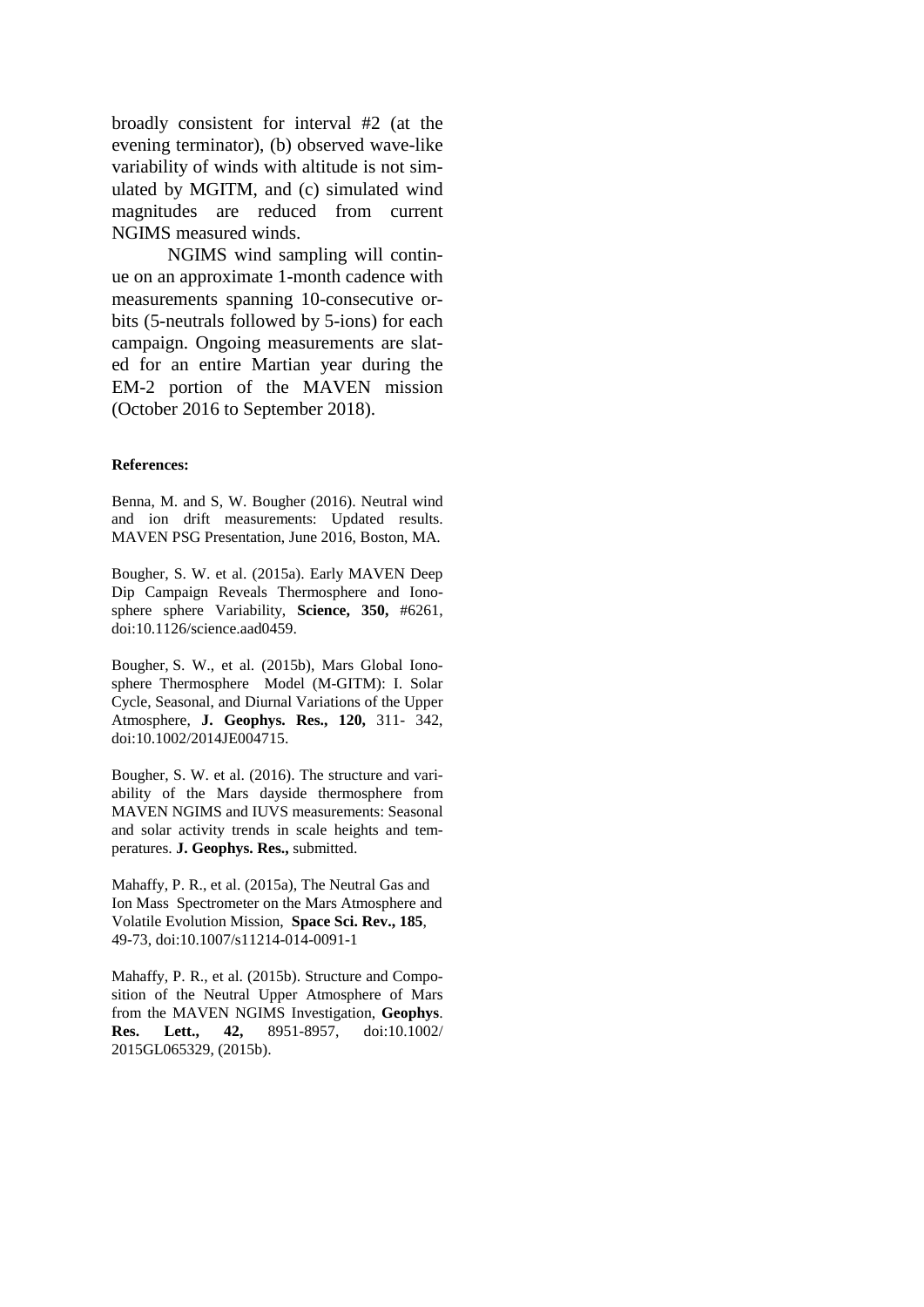broadly consistent for interval #2 (at the evening terminator), (b) observed wave-like variability of winds with altitude is not simulated by MGITM, and (c) simulated wind magnitudes are reduced from current NGIMS measured winds.

NGIMS wind sampling will continue on an approximate 1-month cadence with measurements spanning 10-consecutive orbits (5-neutrals followed by 5-ions) for each campaign. Ongoing measurements are slated for an entire Martian year during the EM-2 portion of the MAVEN mission (October 2016 to September 2018).

**References:**

Benna, M. and S, W. Bougher (2016). Neutral wind and ion drift measurements: Updated results. MAVEN PSG Presentation, June 2016, Boston, MA.

Bougher, S. W. et al. (2015a). Early MAVEN Deep Dip Campaign Reveals Thermosphere and Ionosphere sphere Variability, **Science, 350,** #6261, doi:10.1126/science.aad0459.

Bougher, S. W., et al. (2015b), Mars Global Ionosphere Thermosphere Model (M-GITM): I. Solar Cycle, Seasonal, and Diurnal Variations of the Upper Atmosphere, **J. Geophys. Res., 120,** 311- 342, doi:10.1002/2014JE004715.

Bougher, S. W. et al. (2016). The structure and variability of the Mars dayside thermosphere from MAVEN NGIMS and IUVS measurements: Seasonal and solar activity trends in scale heights and temperatures. **J. Geophys. Res.,** submitted.

Mahaffy, P. R., et al. (2015a), The Neutral Gas and Ion Mass Spectrometer on the Mars Atmosphere and Volatile Evolution Mission, **Space Sci. Rev., 185**, 49-73, doi:10.1007/s11214-014-0091-1

Mahaffy, P. R., et al. (2015b). Structure and Composition of the Neutral Upper Atmosphere of Mars from the MAVEN NGIMS Investigation, **Geophys. Res. Lett., 42,** 8951-8957, doi:10.1002/2015GL065329, (2015b).